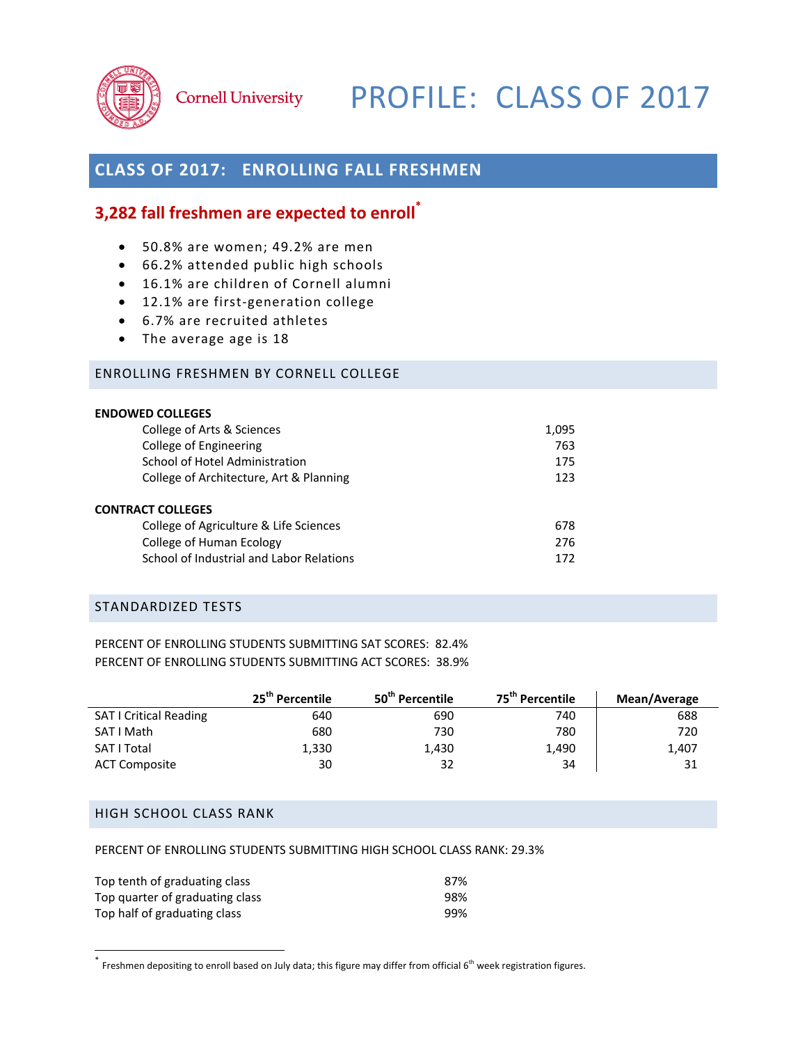Cornell University

# PROFILE: CLASS OF 2017

## CLASS OF 2017: ENROLLING FALL FRESHMEN

### 3,282 fall freshmen are expected to enroll*

- 50.8% are women; 49.2% are men
- 66.2% attended public high schools
- 16.1% are children of Cornell alumni
- 12.1% are first-generation college
- 6.7% are recruited athletes
- The average age is 18

## ENROLLING FRESHMEN BY CORNELL COLLEGE

| | |
|---|---|
| **ENDOWED COLLEGES** | |
| College of Arts & Sciences | 1,095 |
| College of Engineering | 763 |
| School of Hotel Administration | 175 |
| College of Architecture, Art & Planning | 123 |
| **CONTRACT COLLEGES** | |
| College of Agriculture & Life Sciences | 678 |
| College of Human Ecology | 276 |
| School of Industrial and Labor Relations | 172 |

## STANDARDIZED TESTS

PERCENT OF ENROLLING STUDENTS SUBMITTING SAT SCORES: 82.4%
PERCENT OF ENROLLING STUDENTS SUBMITTING ACT SCORES: 38.9%

| | 25th Percentile | 50th Percentile | 75th Percentile | Mean/Average |
|---|---|---|---|---|
| SAT I Critical Reading | 640 | 690 | 740 | 688 |
| SAT I Math | 680 | 730 | 780 | 720 |
| SAT I Total | 1,330 | 1,430 | 1,490 | 1,407 |
| ACT Composite | 30 | 32 | 34 | 31 |

## HIGH SCHOOL CLASS RANK

PERCENT OF ENROLLING STUDENTS SUBMITTING HIGH SCHOOL CLASS RANK: 29.3%

| | |
|---|---|
| Top tenth of graduating class | 87% |
| Top quarter of graduating class | 98% |
| Top half of graduating class | 99% |

* Freshmen depositing to enroll based on July data; this figure may differ from official 6th week registration figures.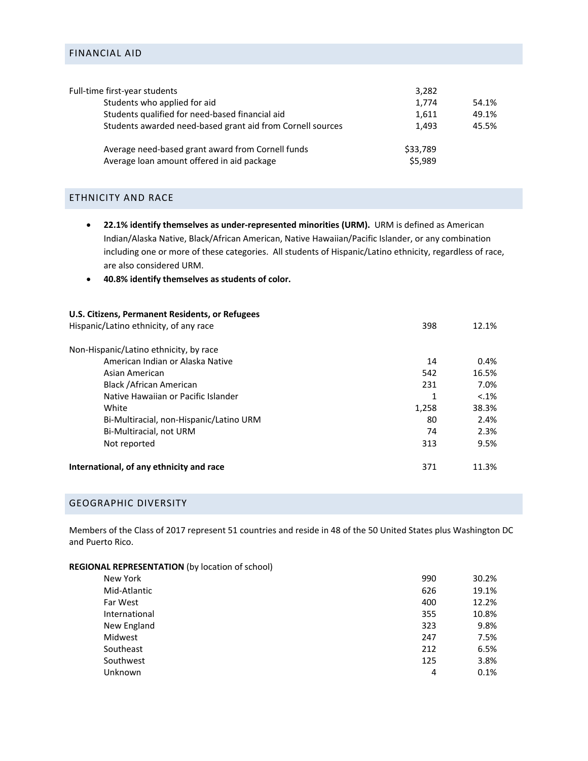## FINANCIAL AID

| | | |
|---|---|---|
| Full-time first-year students | 3,282 | |
| Students who applied for aid | 1,774 | 54.1% |
| Students qualified for need-based financial aid | 1,611 | 49.1% |
| Students awarded need-based grant aid from Cornell sources | 1,493 | 45.5% |
| Average need-based grant award from Cornell funds | $33,789 | |
| Average loan amount offered in aid package | $5,989 | |

## ETHNICITY AND RACE

- **22.1% identify themselves as under-represented minorities (URM).** URM is defined as American Indian/Alaska Native, Black/African American, Native Hawaiian/Pacific Islander, or any combination including one or more of these categories. All students of Hispanic/Latino ethnicity, regardless of race, are also considered URM.
- **40.8% identify themselves as students of color.**

| **U.S. Citizens, Permanent Residents, or Refugees** | | |
|---|---|---|
| Hispanic/Latino ethnicity, of any race | 398 | 12.1% |
| Non-Hispanic/Latino ethnicity, by race | | |
| American Indian or Alaska Native | 14 | 0.4% |
| Asian American | 542 | 16.5% |
| Black /African American | 231 | 7.0% |
| Native Hawaiian or Pacific Islander | 1 | <.1% |
| White | 1,258 | 38.3% |
| Bi-Multiracial, non-Hispanic/Latino URM | 80 | 2.4% |
| Bi-Multiracial, not URM | 74 | 2.3% |
| Not reported | 313 | 9.5% |
| **International, of any ethnicity and race** | 371 | 11.3% |

## GEOGRAPHIC DIVERSITY

Members of the Class of 2017 represent 51 countries and reside in 48 of the 50 United States plus Washington DC and Puerto Rico.

| **REGIONAL REPRESENTATION** (by location of school) | | |
|---|---|---|
| New York | 990 | 30.2% |
| Mid-Atlantic | 626 | 19.1% |
| Far West | 400 | 12.2% |
| International | 355 | 10.8% |
| New England | 323 | 9.8% |
| Midwest | 247 | 7.5% |
| Southeast | 212 | 6.5% |
| Southwest | 125 | 3.8% |
| Unknown | 4 | 0.1% |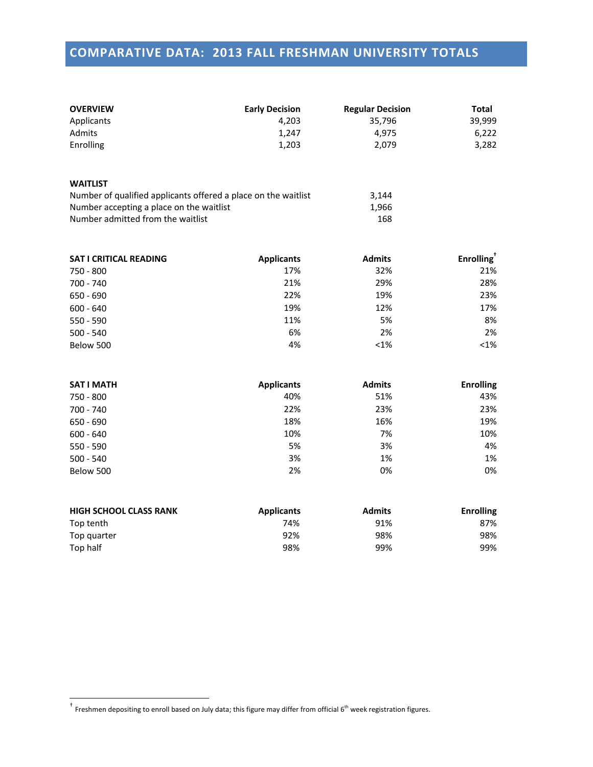# COMPARATIVE DATA: 2013 FALL FRESHMAN UNIVERSITY TOTALS

| OVERVIEW | Early Decision | Regular Decision | Total |
|---|---|---|---|
| Applicants | 4,203 | 35,796 | 39,999 |
| Admits | 1,247 | 4,975 | 6,222 |
| Enrolling | 1,203 | 2,079 | 3,282 |

| WAITLIST | |
|---|---|
| Number of qualified applicants offered a place on the waitlist | 3,144 |
| Number accepting a place on the waitlist | 1,966 |
| Number admitted from the waitlist | 168 |

| SAT I CRITICAL READING | Applicants | Admits | Enrolling† |
|---|---|---|---|
| 750 - 800 | 17% | 32% | 21% |
| 700 - 740 | 21% | 29% | 28% |
| 650 - 690 | 22% | 19% | 23% |
| 600 - 640 | 19% | 12% | 17% |
| 550 - 590 | 11% | 5% | 8% |
| 500 - 540 | 6% | 2% | 2% |
| Below 500 | 4% | <1% | <1% |

| SAT I MATH | Applicants | Admits | Enrolling |
|---|---|---|---|
| 750 - 800 | 40% | 51% | 43% |
| 700 - 740 | 22% | 23% | 23% |
| 650 - 690 | 18% | 16% | 19% |
| 600 - 640 | 10% | 7% | 10% |
| 550 - 590 | 5% | 3% | 4% |
| 500 - 540 | 3% | 1% | 1% |
| Below 500 | 2% | 0% | 0% |

| HIGH SCHOOL CLASS RANK | Applicants | Admits | Enrolling |
|---|---|---|---|
| Top tenth | 74% | 91% | 87% |
| Top quarter | 92% | 98% | 98% |
| Top half | 98% | 99% | 99% |

† Freshmen depositing to enroll based on July data; this figure may differ from official 6th week registration figures.